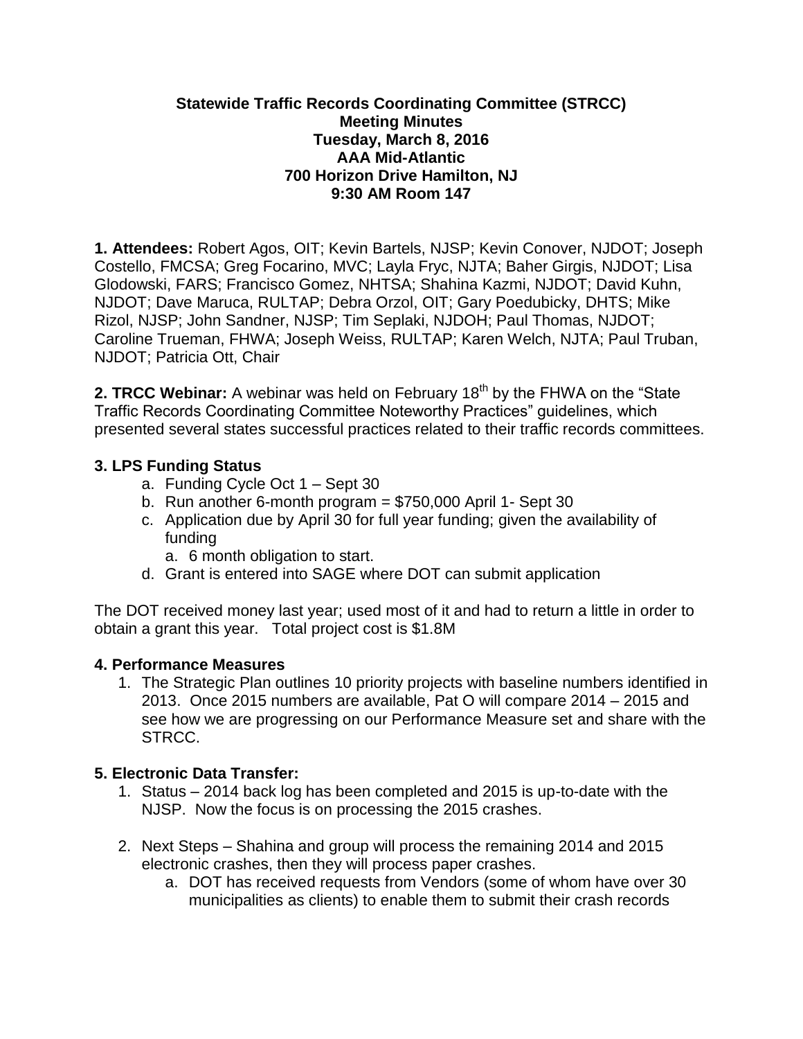**Statewide Traffic Records Coordinating Committee (STRCC)**
**Meeting Minutes**
**Tuesday, March 8, 2016**
**AAA Mid-Atlantic**
**700 Horizon Drive Hamilton, NJ**
**9:30 AM Room 147**

**1. Attendees:** Robert Agos, OIT; Kevin Bartels, NJSP; Kevin Conover, NJDOT; Joseph Costello, FMCSA; Greg Focarino, MVC; Layla Fryc, NJTA; Baher Girgis, NJDOT; Lisa Glodowski, FARS; Francisco Gomez, NHTSA; Shahina Kazmi, NJDOT; David Kuhn, NJDOT; Dave Maruca, RULTAP; Debra Orzol, OIT; Gary Poedubicky, DHTS; Mike Rizol, NJSP; John Sandner, NJSP; Tim Seplaki, NJDOH; Paul Thomas, NJDOT; Caroline Trueman, FHWA; Joseph Weiss, RULTAP; Karen Welch, NJTA; Paul Truban, NJDOT; Patricia Ott, Chair

**2. TRCC Webinar:** A webinar was held on February 18th by the FHWA on the "State Traffic Records Coordinating Committee Noteworthy Practices" guidelines, which presented several states successful practices related to their traffic records committees.

**3. LPS Funding Status**

a. Funding Cycle Oct 1 – Sept 30
b. Run another 6-month program = $750,000 April 1- Sept 30
c. Application due by April 30 for full year funding; given the availability of funding
   a. 6 month obligation to start.
d. Grant is entered into SAGE where DOT can submit application

The DOT received money last year; used most of it and had to return a little in order to obtain a grant this year. Total project cost is $1.8M

**4. Performance Measures**

1. The Strategic Plan outlines 10 priority projects with baseline numbers identified in 2013. Once 2015 numbers are available, Pat O will compare 2014 – 2015 and see how we are progressing on our Performance Measure set and share with the STRCC.

**5. Electronic Data Transfer:**

1. Status – 2014 back log has been completed and 2015 is up-to-date with the NJSP. Now the focus is on processing the 2015 crashes.

2. Next Steps – Shahina and group will process the remaining 2014 and 2015 electronic crashes, then they will process paper crashes.
   a. DOT has received requests from Vendors (some of whom have over 30 municipalities as clients) to enable them to submit their crash records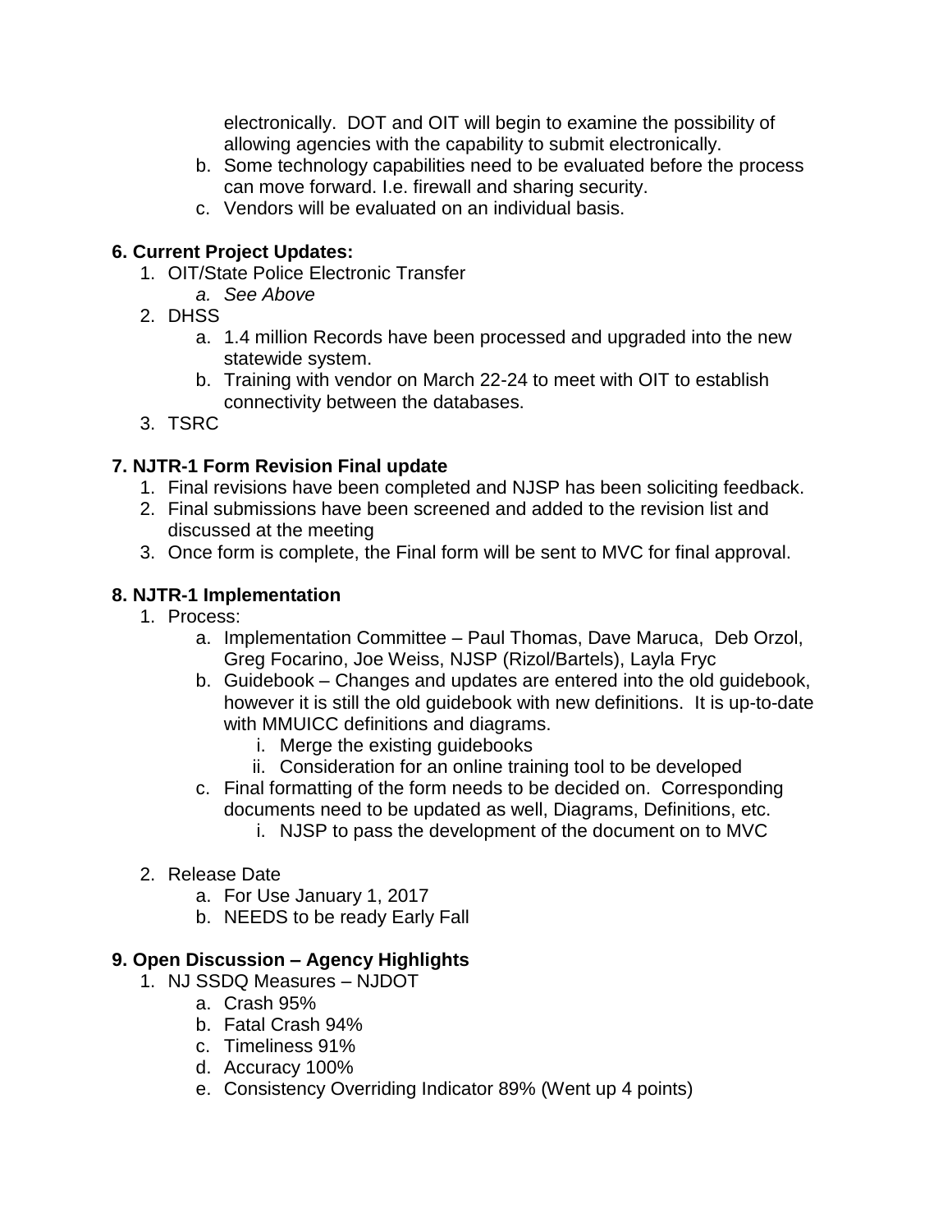electronically. DOT and OIT will begin to examine the possibility of allowing agencies with the capability to submit electronically.

   b. Some technology capabilities need to be evaluated before the process can move forward. I.e. firewall and sharing security.
   c. Vendors will be evaluated on an individual basis.

**6. Current Project Updates:**

1. OIT/State Police Electronic Transfer
   a. *See Above*
2. DHSS
   a. 1.4 million Records have been processed and upgraded into the new statewide system.
   b. Training with vendor on March 22-24 to meet with OIT to establish connectivity between the databases.
3. TSRC

**7. NJTR-1 Form Revision Final update**

1. Final revisions have been completed and NJSP has been soliciting feedback.
2. Final submissions have been screened and added to the revision list and discussed at the meeting
3. Once form is complete, the Final form will be sent to MVC for final approval.

**8. NJTR-1 Implementation**

1. Process:
   a. Implementation Committee – Paul Thomas, Dave Maruca, Deb Orzol, Greg Focarino, Joe Weiss, NJSP (Rizol/Bartels), Layla Fryc
   b. Guidebook – Changes and updates are entered into the old guidebook, however it is still the old guidebook with new definitions. It is up-to-date with MMUICC definitions and diagrams.
      i. Merge the existing guidebooks
      ii. Consideration for an online training tool to be developed
   c. Final formatting of the form needs to be decided on. Corresponding documents need to be updated as well, Diagrams, Definitions, etc.
      i. NJSP to pass the development of the document on to MVC

2. Release Date
   a. For Use January 1, 2017
   b. NEEDS to be ready Early Fall

**9. Open Discussion – Agency Highlights**

1. NJ SSDQ Measures – NJDOT
   a. Crash 95%
   b. Fatal Crash 94%
   c. Timeliness 91%
   d. Accuracy 100%
   e. Consistency Overriding Indicator 89% (Went up 4 points)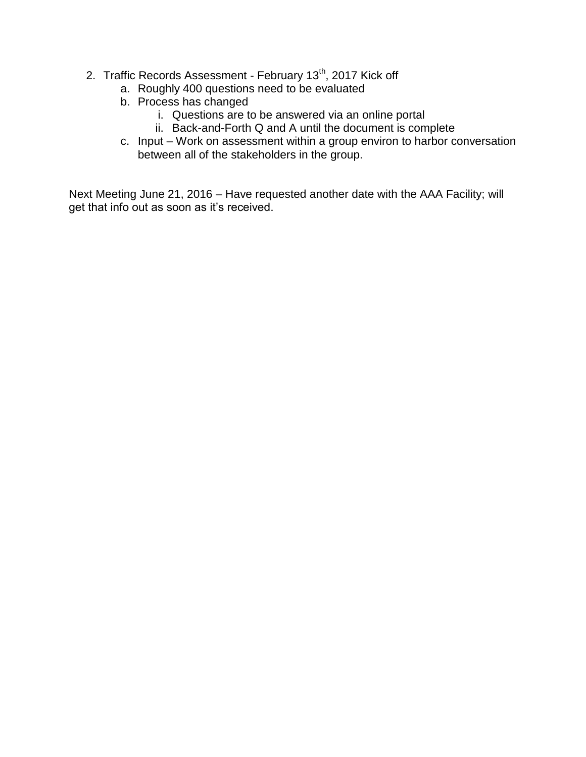2. Traffic Records Assessment - February 13th, 2017 Kick off
    a. Roughly 400 questions need to be evaluated
    b. Process has changed
        i. Questions are to be answered via an online portal
        ii. Back-and-Forth Q and A until the document is complete
    c. Input – Work on assessment within a group environ to harbor conversation between all of the stakeholders in the group.

Next Meeting June 21, 2016 – Have requested another date with the AAA Facility; will get that info out as soon as it's received.